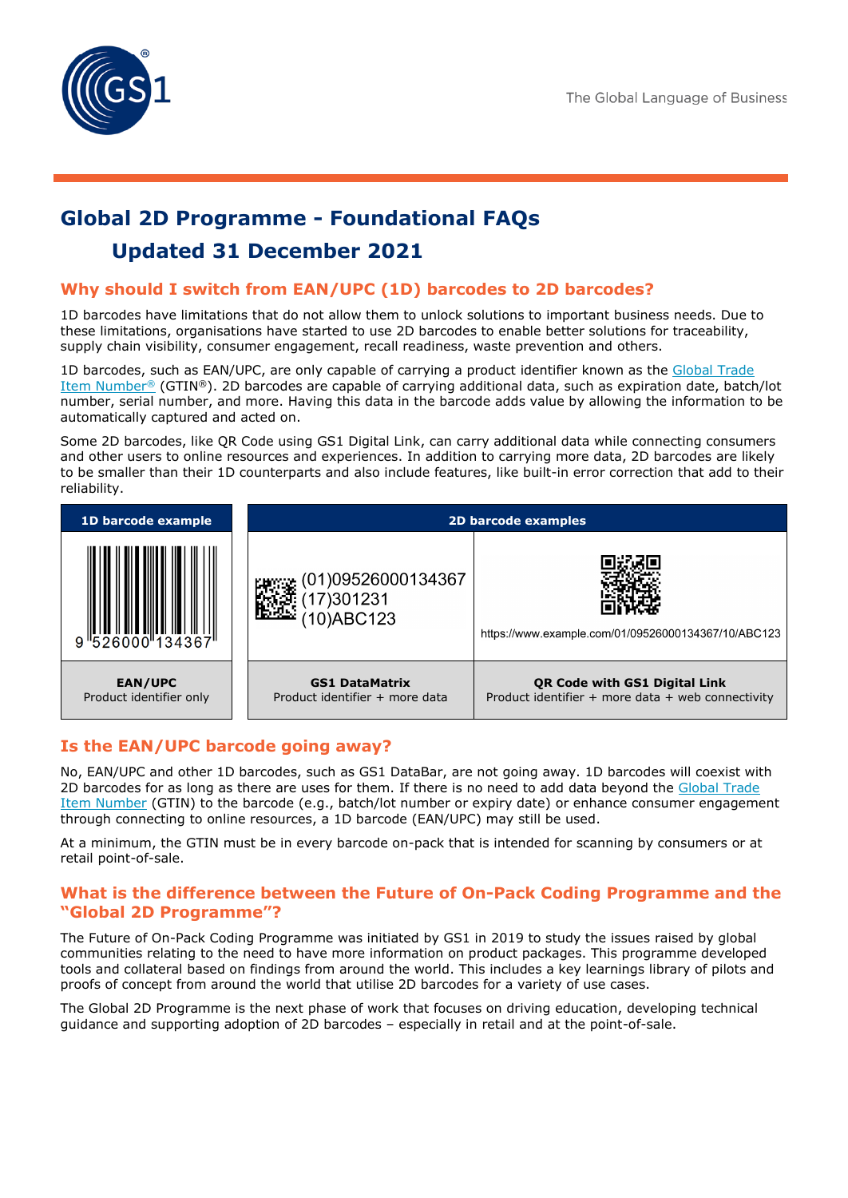# Global 2D Programme - Foundational FAQs

## Updated 31 December 2021

## Why should I switch from EAN/UPC (1D) barcodes to 2D barcodes?

1D barcodes have limitations that do not allow them to unlock solutions to important business needs. Due to these limitations, organisations have started to use 2D barcodes to enable better solutions for traceability, supply chain visibility, consumer engagement, recall readiness, waste prevention and others.

1D barcodes, such as EAN/UPC, are only capable of carrying a product identifier known as the Global Trade Item Number® (GTIN®). 2D barcodes are capable of carrying additional data, such as expiration date, batch/lot number, serial number, and more. Having this data in the barcode adds value by allowing the information to be automatically captured and acted on.

Some 2D barcodes, like QR Code using GS1 Digital Link, can carry additional data while connecting consumers and other users to online resources and experiences. In addition to carrying more data, 2D barcodes are likely to be smaller than their 1D counterparts and also include features, like built-in error correction that add to their reliability.

| 1D barcode example | 2D barcode examples | |
|---|---|---|
| 9 526000 134367 | (01)09526000134367 (17)301231 (10)ABC123 | https://www.example.com/01/09526000134367/10/ABC123 |
| **EAN/UPC** Product identifier only | **GS1 DataMatrix** Product identifier + more data | **QR Code with GS1 Digital Link** Product identifier + more data + web connectivity |

## Is the EAN/UPC barcode going away?

No, EAN/UPC and other 1D barcodes, such as GS1 DataBar, are not going away. 1D barcodes will coexist with 2D barcodes for as long as there are uses for them. If there is no need to add data beyond the Global Trade Item Number (GTIN) to the barcode (e.g., batch/lot number or expiry date) or enhance consumer engagement through connecting to online resources, a 1D barcode (EAN/UPC) may still be used.

At a minimum, the GTIN must be in every barcode on-pack that is intended for scanning by consumers or at retail point-of-sale.

## What is the difference between the Future of On-Pack Coding Programme and the "Global 2D Programme"?

The Future of On-Pack Coding Programme was initiated by GS1 in 2019 to study the issues raised by global communities relating to the need to have more information on product packages. This programme developed tools and collateral based on findings from around the world. This includes a key learnings library of pilots and proofs of concept from around the world that utilise 2D barcodes for a variety of use cases.

The Global 2D Programme is the next phase of work that focuses on driving education, developing technical guidance and supporting adoption of 2D barcodes – especially in retail and at the point-of-sale.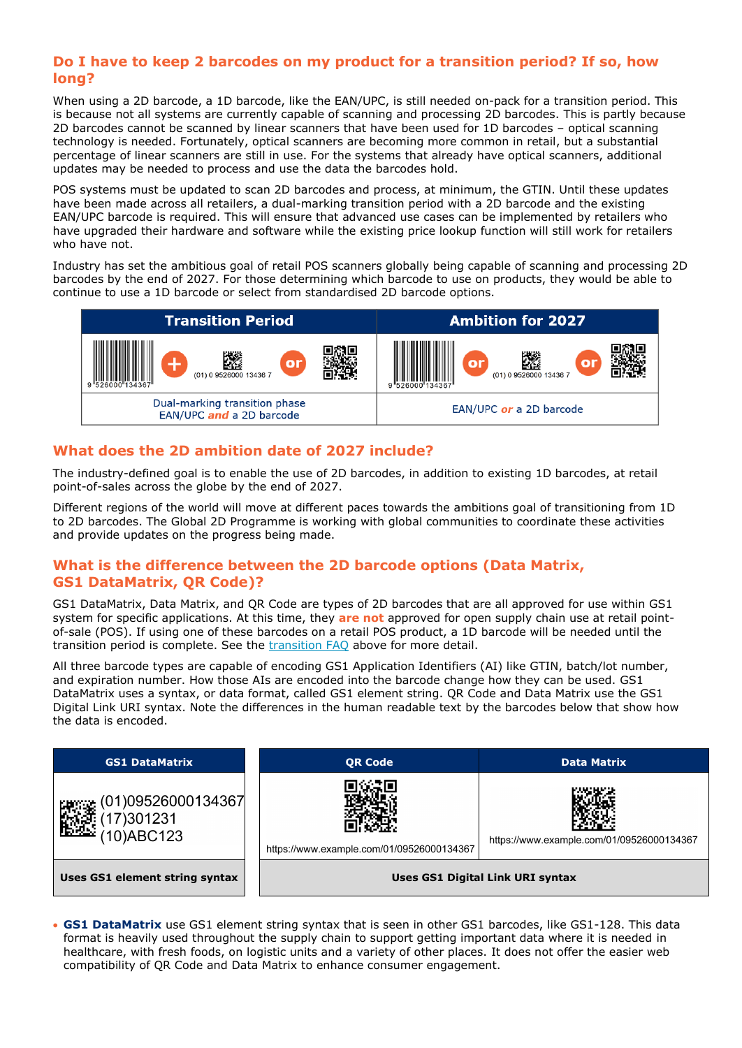## Do I have to keep 2 barcodes on my product for a transition period? If so, how long?

When using a 2D barcode, a 1D barcode, like the EAN/UPC, is still needed on-pack for a transition period. This is because not all systems are currently capable of scanning and processing 2D barcodes. This is partly because 2D barcodes cannot be scanned by linear scanners that have been used for 1D barcodes – optical scanning technology is needed. Fortunately, optical scanners are becoming more common in retail, but a substantial percentage of linear scanners are still in use. For the systems that already have optical scanners, additional updates may be needed to process and use the data the barcodes hold.

POS systems must be updated to scan 2D barcodes and process, at minimum, the GTIN. Until these updates have been made across all retailers, a dual-marking transition period with a 2D barcode and the existing EAN/UPC barcode is required. This will ensure that advanced use cases can be implemented by retailers who have upgraded their hardware and software while the existing price lookup function will still work for retailers who have not.

Industry has set the ambitious goal of retail POS scanners globally being capable of scanning and processing 2D barcodes by the end of 2027. For those determining which barcode to use on products, they would be able to continue to use a 1D barcode or select from standardised 2D barcode options.

| Transition Period | Ambition for 2027 |
|---|---|
| 9 526000 134367 + (01) 0 9526000 13436 7 or [QR] | 9 526000 134367 or (01) 0 9526000 13436 7 or [QR] |
| Dual-marking transition phase EAN/UPC *and* a 2D barcode | EAN/UPC *or* a 2D barcode |

## What does the 2D ambition date of 2027 include?

The industry-defined goal is to enable the use of 2D barcodes, in addition to existing 1D barcodes, at retail point-of-sales across the globe by the end of 2027.

Different regions of the world will move at different paces towards the ambitions goal of transitioning from 1D to 2D barcodes. The Global 2D Programme is working with global communities to coordinate these activities and provide updates on the progress being made.

## What is the difference between the 2D barcode options (Data Matrix, GS1 DataMatrix, QR Code)?

GS1 DataMatrix, Data Matrix, and QR Code are types of 2D barcodes that are all approved for use within GS1 system for specific applications. At this time, they **are not** approved for open supply chain use at retail point-of-sale (POS). If using one of these barcodes on a retail POS product, a 1D barcode will be needed until the transition period is complete. See the [transition FAQ] above for more detail.

All three barcode types are capable of encoding GS1 Application Identifiers (AI) like GTIN, batch/lot number, and expiration number. How those AIs are encoded into the barcode change how they can be used. GS1 DataMatrix uses a syntax, or data format, called GS1 element string. QR Code and Data Matrix use the GS1 Digital Link URI syntax. Note the differences in the human readable text by the barcodes below that show how the data is encoded.

| GS1 DataMatrix | QR Code | Data Matrix |
|---|---|---|
| (01)09526000134367 (17)301231 (10)ABC123 | https://www.example.com/01/09526000134367 | https://www.example.com/01/09526000134367 |
| **Uses GS1 element string syntax** | **Uses GS1 Digital Link URI syntax** | |

- **GS1 DataMatrix** use GS1 element string syntax that is seen in other GS1 barcodes, like GS1-128. This data format is heavily used throughout the supply chain to support getting important data where it is needed in healthcare, with fresh foods, on logistic units and a variety of other places. It does not offer the easier web compatibility of QR Code and Data Matrix to enhance consumer engagement.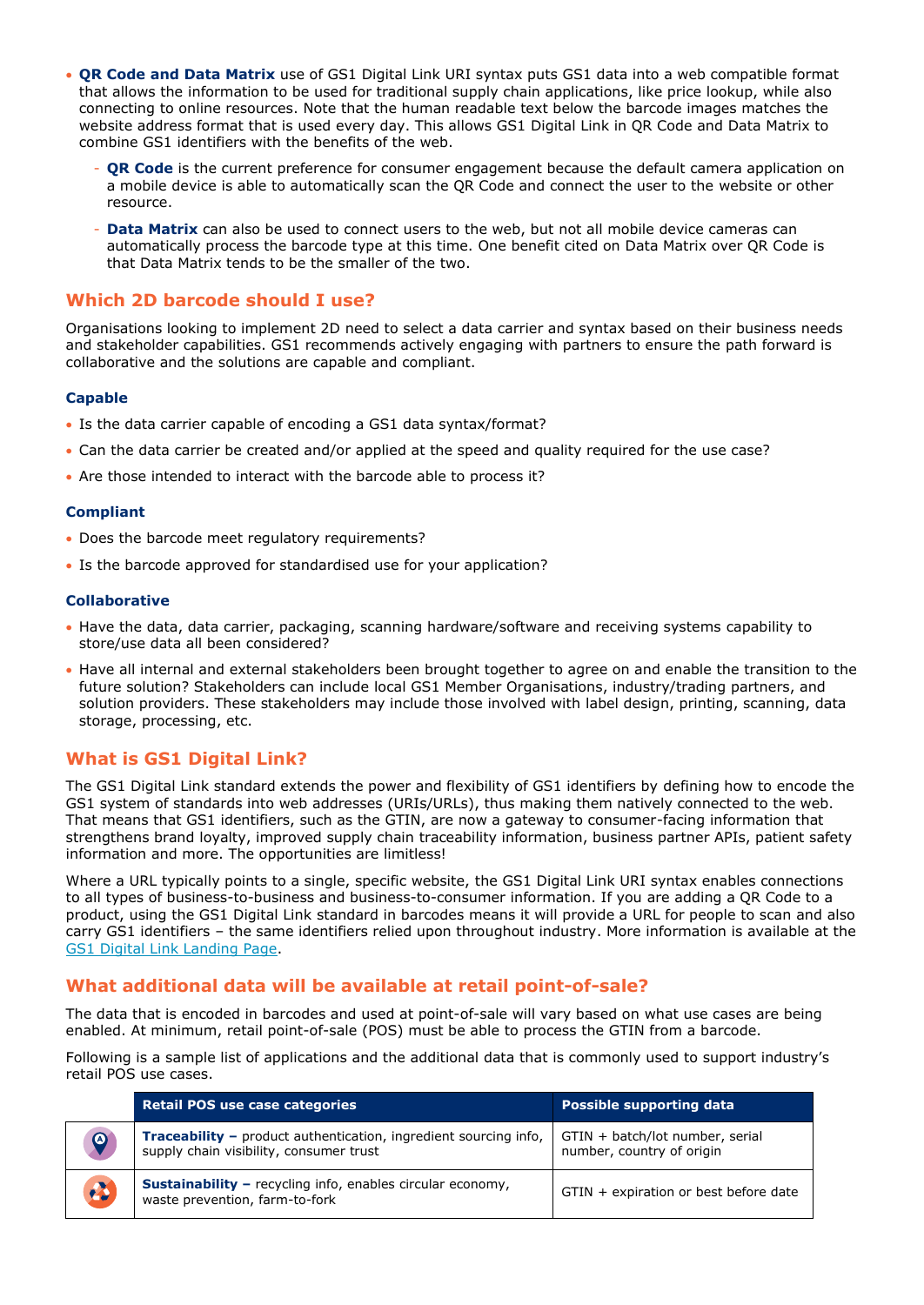- **QR Code and Data Matrix** use of GS1 Digital Link URI syntax puts GS1 data into a web compatible format that allows the information to be used for traditional supply chain applications, like price lookup, while also connecting to online resources. Note that the human readable text below the barcode images matches the website address format that is used every day. This allows GS1 Digital Link in QR Code and Data Matrix to combine GS1 identifiers with the benefits of the web.
  - **QR Code** is the current preference for consumer engagement because the default camera application on a mobile device is able to automatically scan the QR Code and connect the user to the website or other resource.
  - **Data Matrix** can also be used to connect users to the web, but not all mobile device cameras can automatically process the barcode type at this time. One benefit cited on Data Matrix over QR Code is that Data Matrix tends to be the smaller of the two.

## Which 2D barcode should I use?

Organisations looking to implement 2D need to select a data carrier and syntax based on their business needs and stakeholder capabilities. GS1 recommends actively engaging with partners to ensure the path forward is collaborative and the solutions are capable and compliant.

### Capable

- Is the data carrier capable of encoding a GS1 data syntax/format?
- Can the data carrier be created and/or applied at the speed and quality required for the use case?
- Are those intended to interact with the barcode able to process it?

### Compliant

- Does the barcode meet regulatory requirements?
- Is the barcode approved for standardised use for your application?

### Collaborative

- Have the data, data carrier, packaging, scanning hardware/software and receiving systems capability to store/use data all been considered?
- Have all internal and external stakeholders been brought together to agree on and enable the transition to the future solution? Stakeholders can include local GS1 Member Organisations, industry/trading partners, and solution providers. These stakeholders may include those involved with label design, printing, scanning, data storage, processing, etc.

## What is GS1 Digital Link?

The GS1 Digital Link standard extends the power and flexibility of GS1 identifiers by defining how to encode the GS1 system of standards into web addresses (URIs/URLs), thus making them natively connected to the web. That means that GS1 identifiers, such as the GTIN, are now a gateway to consumer-facing information that strengthens brand loyalty, improved supply chain traceability information, business partner APIs, patient safety information and more. The opportunities are limitless!

Where a URL typically points to a single, specific website, the GS1 Digital Link URI syntax enables connections to all types of business-to-business and business-to-consumer information. If you are adding a QR Code to a product, using the GS1 Digital Link standard in barcodes means it will provide a URL for people to scan and also carry GS1 identifiers – the same identifiers relied upon throughout industry. More information is available at the GS1 Digital Link Landing Page.

## What additional data will be available at retail point-of-sale?

The data that is encoded in barcodes and used at point-of-sale will vary based on what use cases are being enabled. At minimum, retail point-of-sale (POS) must be able to process the GTIN from a barcode.

Following is a sample list of applications and the additional data that is commonly used to support industry's retail POS use cases.

| | Retail POS use case categories | Possible supporting data |
|---|---|---|
| | **Traceability –** product authentication, ingredient sourcing info, supply chain visibility, consumer trust | GTIN + batch/lot number, serial number, country of origin |
| | **Sustainability –** recycling info, enables circular economy, waste prevention, farm-to-fork | GTIN + expiration or best before date |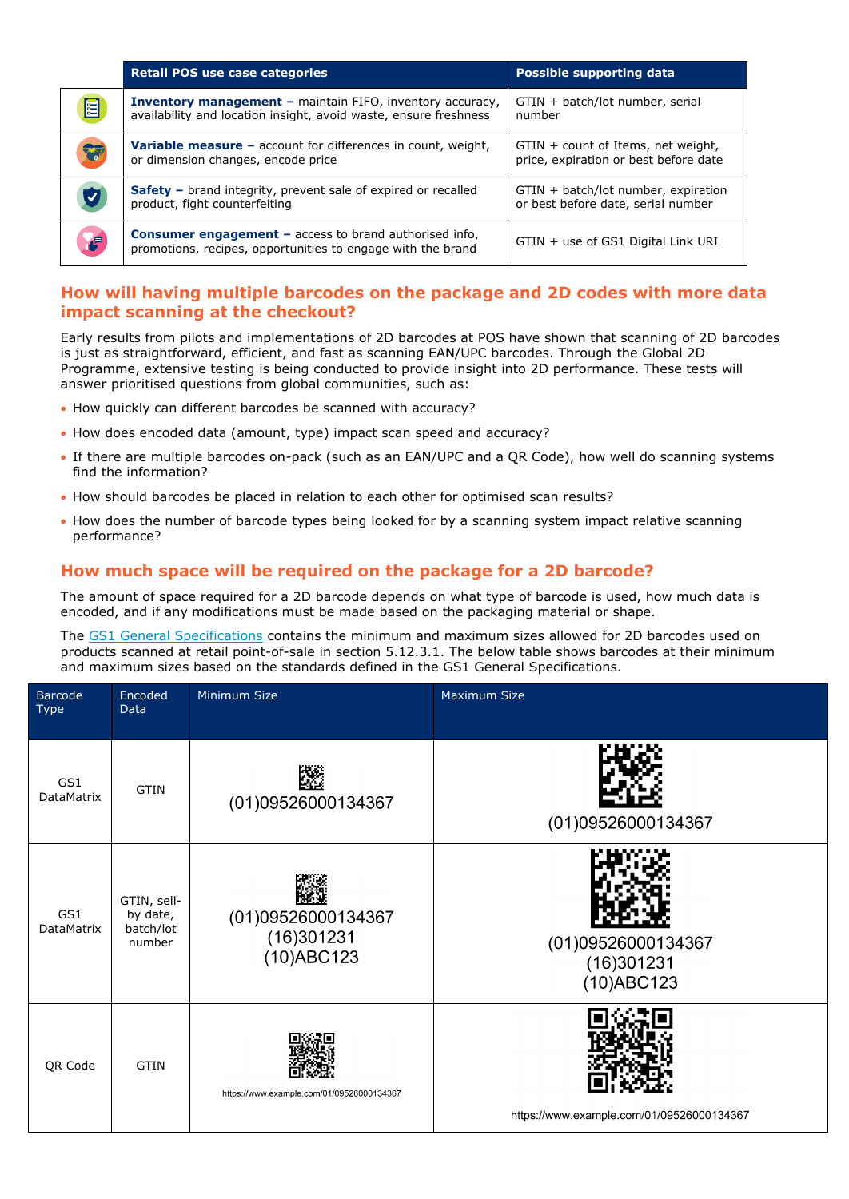| | Retail POS use case categories | Possible supporting data |
|---|---|---|
| | **Inventory management –** maintain FIFO, inventory accuracy, availability and location insight, avoid waste, ensure freshness | GTIN + batch/lot number, serial number |
| | **Variable measure –** account for differences in count, weight, or dimension changes, encode price | GTIN + count of Items, net weight, price, expiration or best before date |
| | **Safety –** brand integrity, prevent sale of expired or recalled product, fight counterfeiting | GTIN + batch/lot number, expiration or best before date, serial number |
| | **Consumer engagement –** access to brand authorised info, promotions, recipes, opportunities to engage with the brand | GTIN + use of GS1 Digital Link URI |

## How will having multiple barcodes on the package and 2D codes with more data impact scanning at the checkout?

Early results from pilots and implementations of 2D barcodes at POS have shown that scanning of 2D barcodes is just as straightforward, efficient, and fast as scanning EAN/UPC barcodes. Through the Global 2D Programme, extensive testing is being conducted to provide insight into 2D performance. These tests will answer prioritised questions from global communities, such as:

- How quickly can different barcodes be scanned with accuracy?
- How does encoded data (amount, type) impact scan speed and accuracy?
- If there are multiple barcodes on-pack (such as an EAN/UPC and a QR Code), how well do scanning systems find the information?
- How should barcodes be placed in relation to each other for optimised scan results?
- How does the number of barcode types being looked for by a scanning system impact relative scanning performance?

## How much space will be required on the package for a 2D barcode?

The amount of space required for a 2D barcode depends on what type of barcode is used, how much data is encoded, and if any modifications must be made based on the packaging material or shape.

The GS1 General Specifications contains the minimum and maximum sizes allowed for 2D barcodes used on products scanned at retail point-of-sale in section 5.12.3.1. The below table shows barcodes at their minimum and maximum sizes based on the standards defined in the GS1 General Specifications.

| Barcode Type | Encoded Data | Minimum Size | Maximum Size |
|---|---|---|---|
| GS1 DataMatrix | GTIN | (01)09526000134367 | (01)09526000134367 |
| GS1 DataMatrix | GTIN, sell-by date, batch/lot number | (01)09526000134367 (16)301231 (10)ABC123 | (01)09526000134367 (16)301231 (10)ABC123 |
| QR Code | GTIN | https://www.example.com/01/09526000134367 | https://www.example.com/01/09526000134367 |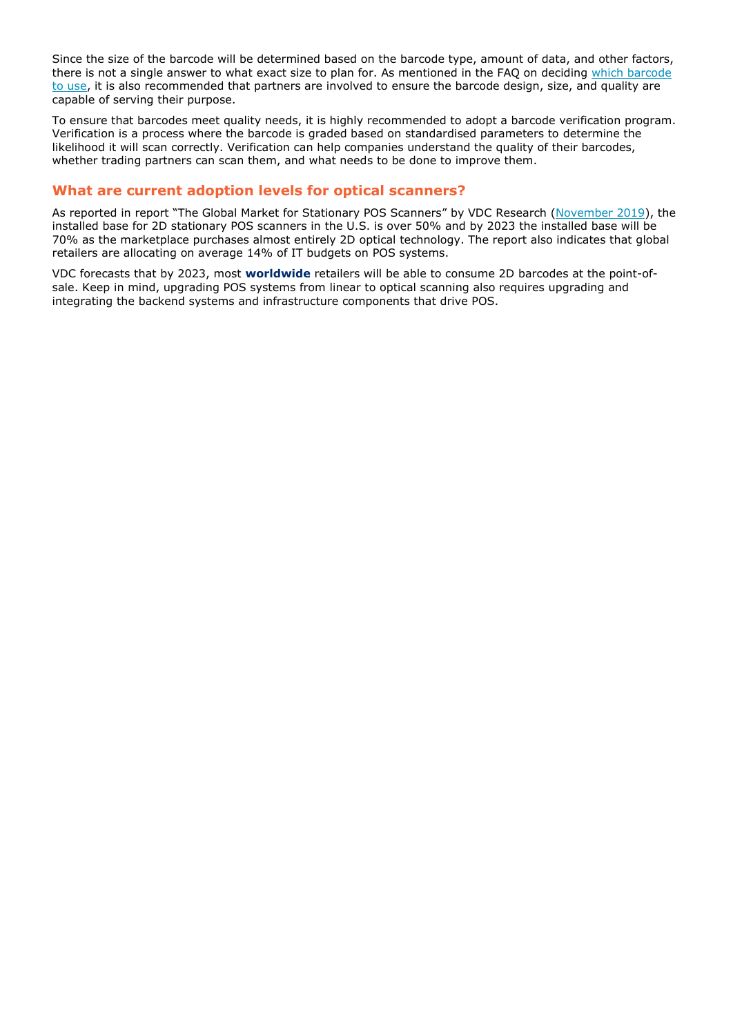Since the size of the barcode will be determined based on the barcode type, amount of data, and other factors, there is not a single answer to what exact size to plan for. As mentioned in the FAQ on deciding [which barcode to use](), it is also recommended that partners are involved to ensure the barcode design, size, and quality are capable of serving their purpose.

To ensure that barcodes meet quality needs, it is highly recommended to adopt a barcode verification program. Verification is a process where the barcode is graded based on standardised parameters to determine the likelihood it will scan correctly. Verification can help companies understand the quality of their barcodes, whether trading partners can scan them, and what needs to be done to improve them.

## What are current adoption levels for optical scanners?

As reported in report "The Global Market for Stationary POS Scanners" by VDC Research ([November 2019]()), the installed base for 2D stationary POS scanners in the U.S. is over 50% and by 2023 the installed base will be 70% as the marketplace purchases almost entirely 2D optical technology. The report also indicates that global retailers are allocating on average 14% of IT budgets on POS systems.

VDC forecasts that by 2023, most **worldwide** retailers will be able to consume 2D barcodes at the point-of-sale. Keep in mind, upgrading POS systems from linear to optical scanning also requires upgrading and integrating the backend systems and infrastructure components that drive POS.